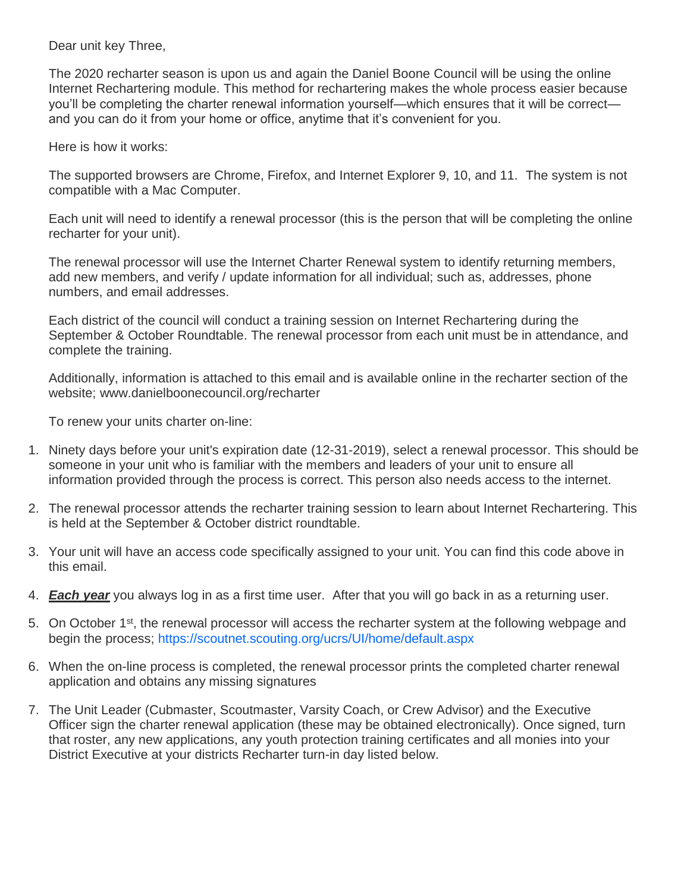Dear unit key Three,

The 2020 recharter season is upon us and again the Daniel Boone Council will be using the online Internet Rechartering module. This method for rechartering makes the whole process easier because you'll be completing the charter renewal information yourself—which ensures that it will be correct—and you can do it from your home or office, anytime that it's convenient for you.

Here is how it works:

The supported browsers are Chrome, Firefox, and Internet Explorer 9, 10, and 11. The system is not compatible with a Mac Computer.

Each unit will need to identify a renewal processor (this is the person that will be completing the online recharter for your unit).

The renewal processor will use the Internet Charter Renewal system to identify returning members, add new members, and verify / update information for all individual; such as, addresses, phone numbers, and email addresses.

Each district of the council will conduct a training session on Internet Rechartering during the September & October Roundtable. The renewal processor from each unit must be in attendance, and complete the training.

Additionally, information is attached to this email and is available online in the recharter section of the website; www.danielboonecouncil.org/recharter

To renew your units charter on-line:

1. Ninety days before your unit's expiration date (12-31-2019), select a renewal processor. This should be someone in your unit who is familiar with the members and leaders of your unit to ensure all information provided through the process is correct. This person also needs access to the internet.
2. The renewal processor attends the recharter training session to learn about Internet Rechartering. This is held at the September & October district roundtable.
3. Your unit will have an access code specifically assigned to your unit. You can find this code above in this email.
4. ***Each year*** you always log in as a first time user. After that you will go back in as a returning user.
5. On October 1st, the renewal processor will access the recharter system at the following webpage and begin the process; https://scoutnet.scouting.org/ucrs/UI/home/default.aspx
6. When the on-line process is completed, the renewal processor prints the completed charter renewal application and obtains any missing signatures
7. The Unit Leader (Cubmaster, Scoutmaster, Varsity Coach, or Crew Advisor) and the Executive Officer sign the charter renewal application (these may be obtained electronically). Once signed, turn that roster, any new applications, any youth protection training certificates and all monies into your District Executive at your districts Recharter turn-in day listed below.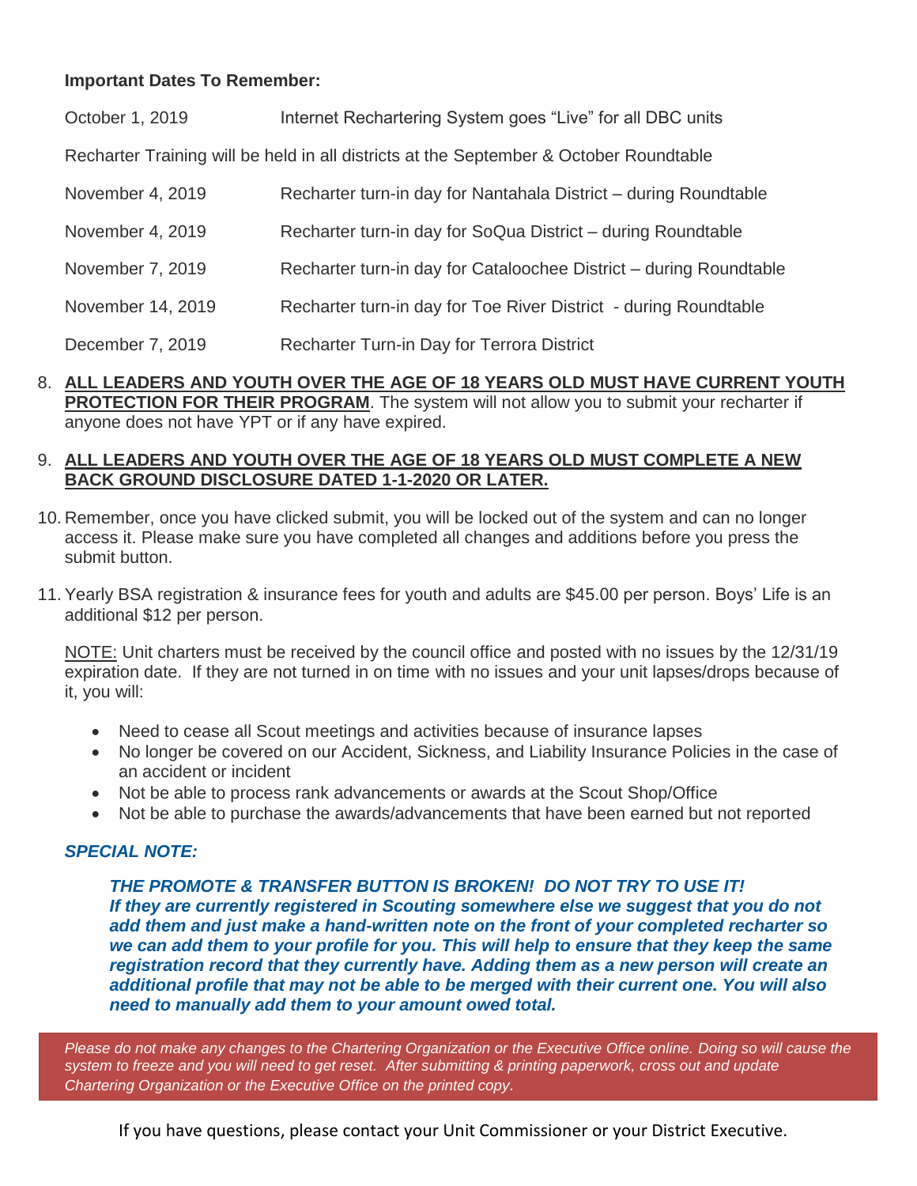**Important Dates To Remember:**

| | |
|---|---|
| October 1, 2019 | Internet Rechartering System goes "Live" for all DBC units |

Recharter Training will be held in all districts at the September & October Roundtable

| | |
|---|---|
| November 4, 2019 | Recharter turn-in day for Nantahala District – during Roundtable |
| November 4, 2019 | Recharter turn-in day for SoQua District – during Roundtable |
| November 7, 2019 | Recharter turn-in day for Cataloochee District – during Roundtable |
| November 14, 2019 | Recharter turn-in day for Toe River District - during Roundtable |
| December 7, 2019 | Recharter Turn-in Day for Terrora District |

8. **ALL LEADERS AND YOUTH OVER THE AGE OF 18 YEARS OLD MUST HAVE CURRENT YOUTH PROTECTION FOR THEIR PROGRAM**. The system will not allow you to submit your recharter if anyone does not have YPT or if any have expired.

9. **ALL LEADERS AND YOUTH OVER THE AGE OF 18 YEARS OLD MUST COMPLETE A NEW BACK GROUND DISCLOSURE DATED 1-1-2020 OR LATER.**

10. Remember, once you have clicked submit, you will be locked out of the system and can no longer access it. Please make sure you have completed all changes and additions before you press the submit button.

11. Yearly BSA registration & insurance fees for youth and adults are $45.00 per person. Boys' Life is an additional $12 per person.

    NOTE: Unit charters must be received by the council office and posted with no issues by the 12/31/19 expiration date. If they are not turned in on time with no issues and your unit lapses/drops because of it, you will:

    - Need to cease all Scout meetings and activities because of insurance lapses
    - No longer be covered on our Accident, Sickness, and Liability Insurance Policies in the case of an accident or incident
    - Not be able to process rank advancements or awards at the Scout Shop/Office
    - Not be able to purchase the awards/advancements that have been earned but not reported

***SPECIAL NOTE:***

***THE PROMOTE & TRANSFER BUTTON IS BROKEN! DO NOT TRY TO USE IT!***
***If they are currently registered in Scouting somewhere else we suggest that you do not add them and just make a hand-written note on the front of your completed recharter so we can add them to your profile for you. This will help to ensure that they keep the same registration record that they currently have. Adding them as a new person will create an additional profile that may not be able to be merged with their current one. You will also need to manually add them to your amount owed total.***

*Please do not make any changes to the Chartering Organization or the Executive Office online. Doing so will cause the system to freeze and you will need to get reset. After submitting & printing paperwork, cross out and update Chartering Organization or the Executive Office on the printed copy.*

If you have questions, please contact your Unit Commissioner or your District Executive.